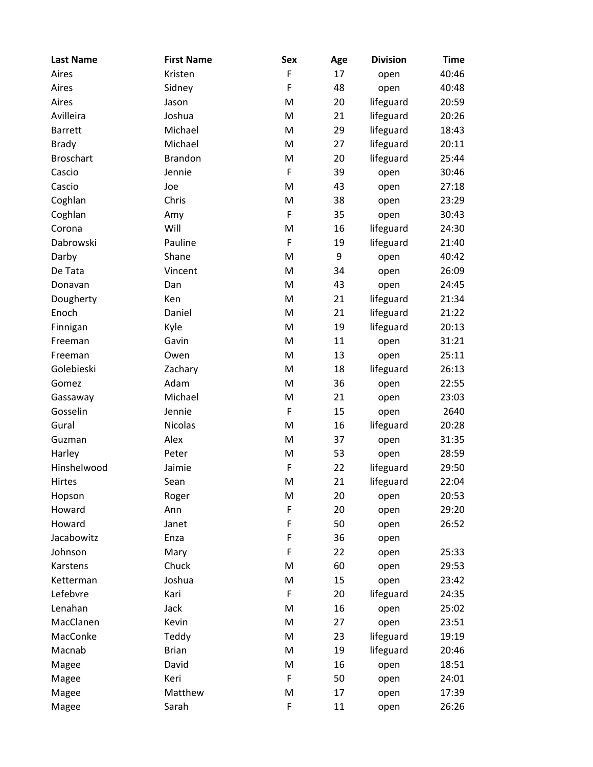| Last Name | First Name | Sex | Age | Division | Time |
|---|---|---|---|---|---|
| Aires | Kristen | F | 17 | open | 40:46 |
| Aires | Sidney | F | 48 | open | 40:48 |
| Aires | Jason | M | 20 | lifeguard | 20:59 |
| Avilleira | Joshua | M | 21 | lifeguard | 20:26 |
| Barrett | Michael | M | 29 | lifeguard | 18:43 |
| Brady | Michael | M | 27 | lifeguard | 20:11 |
| Broschart | Brandon | M | 20 | lifeguard | 25:44 |
| Cascio | Jennie | F | 39 | open | 30:46 |
| Cascio | Joe | M | 43 | open | 27:18 |
| Coghlan | Chris | M | 38 | open | 23:29 |
| Coghlan | Amy | F | 35 | open | 30:43 |
| Corona | Will | M | 16 | lifeguard | 24:30 |
| Dabrowski | Pauline | F | 19 | lifeguard | 21:40 |
| Darby | Shane | M | 9 | open | 40:42 |
| De Tata | Vincent | M | 34 | open | 26:09 |
| Donavan | Dan | M | 43 | open | 24:45 |
| Dougherty | Ken | M | 21 | lifeguard | 21:34 |
| Enoch | Daniel | M | 21 | lifeguard | 21:22 |
| Finnigan | Kyle | M | 19 | lifeguard | 20:13 |
| Freeman | Gavin | M | 11 | open | 31:21 |
| Freeman | Owen | M | 13 | open | 25:11 |
| Golebieski | Zachary | M | 18 | lifeguard | 26:13 |
| Gomez | Adam | M | 36 | open | 22:55 |
| Gassaway | Michael | M | 21 | open | 23:03 |
| Gosselin | Jennie | F | 15 | open | 2640 |
| Gural | Nicolas | M | 16 | lifeguard | 20:28 |
| Guzman | Alex | M | 37 | open | 31:35 |
| Harley | Peter | M | 53 | open | 28:59 |
| Hinshelwood | Jaimie | F | 22 | lifeguard | 29:50 |
| Hirtes | Sean | M | 21 | lifeguard | 22:04 |
| Hopson | Roger | M | 20 | open | 20:53 |
| Howard | Ann | F | 20 | open | 29:20 |
| Howard | Janet | F | 50 | open | 26:52 |
| Jacabowitz | Enza | F | 36 | open | |
| Johnson | Mary | F | 22 | open | 25:33 |
| Karstens | Chuck | M | 60 | open | 29:53 |
| Ketterman | Joshua | M | 15 | open | 23:42 |
| Lefebvre | Kari | F | 20 | lifeguard | 24:35 |
| Lenahan | Jack | M | 16 | open | 25:02 |
| MacClanen | Kevin | M | 27 | open | 23:51 |
| MacConke | Teddy | M | 23 | lifeguard | 19:19 |
| Macnab | Brian | M | 19 | lifeguard | 20:46 |
| Magee | David | M | 16 | open | 18:51 |
| Magee | Keri | F | 50 | open | 24:01 |
| Magee | Matthew | M | 17 | open | 17:39 |
| Magee | Sarah | F | 11 | open | 26:26 |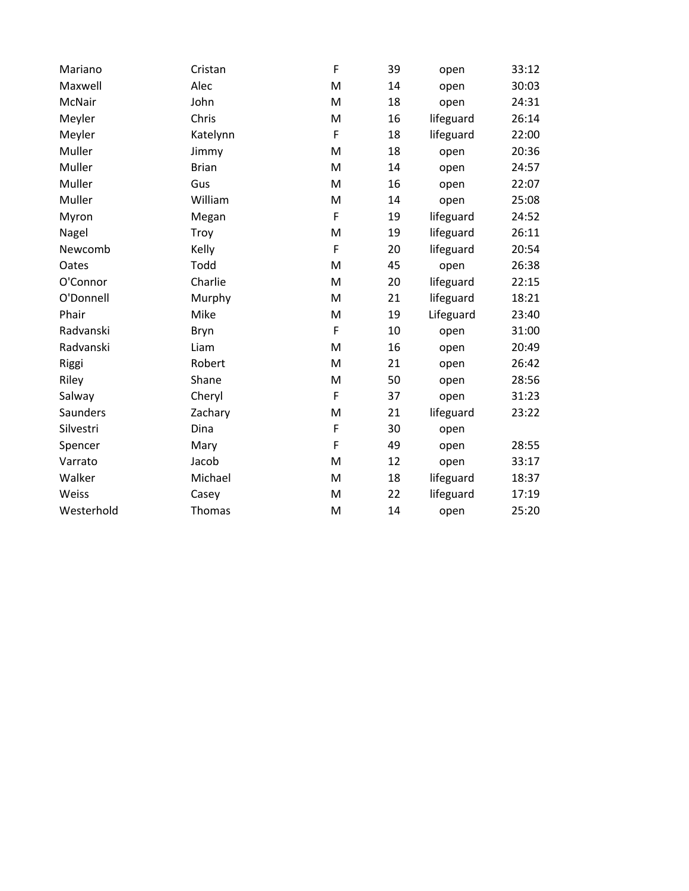| | | | | | |
|---|---|---|---|---|---|
| Mariano | Cristan | F | 39 | open | 33:12 |
| Maxwell | Alec | M | 14 | open | 30:03 |
| McNair | John | M | 18 | open | 24:31 |
| Meyler | Chris | M | 16 | lifeguard | 26:14 |
| Meyler | Katelynn | F | 18 | lifeguard | 22:00 |
| Muller | Jimmy | M | 18 | open | 20:36 |
| Muller | Brian | M | 14 | open | 24:57 |
| Muller | Gus | M | 16 | open | 22:07 |
| Muller | William | M | 14 | open | 25:08 |
| Myron | Megan | F | 19 | lifeguard | 24:52 |
| Nagel | Troy | M | 19 | lifeguard | 26:11 |
| Newcomb | Kelly | F | 20 | lifeguard | 20:54 |
| Oates | Todd | M | 45 | open | 26:38 |
| O'Connor | Charlie | M | 20 | lifeguard | 22:15 |
| O'Donnell | Murphy | M | 21 | lifeguard | 18:21 |
| Phair | Mike | M | 19 | Lifeguard | 23:40 |
| Radvanski | Bryn | F | 10 | open | 31:00 |
| Radvanski | Liam | M | 16 | open | 20:49 |
| Riggi | Robert | M | 21 | open | 26:42 |
| Riley | Shane | M | 50 | open | 28:56 |
| Salway | Cheryl | F | 37 | open | 31:23 |
| Saunders | Zachary | M | 21 | lifeguard | 23:22 |
| Silvestri | Dina | F | 30 | open | |
| Spencer | Mary | F | 49 | open | 28:55 |
| Varrato | Jacob | M | 12 | open | 33:17 |
| Walker | Michael | M | 18 | lifeguard | 18:37 |
| Weiss | Casey | M | 22 | lifeguard | 17:19 |
| Westerhold | Thomas | M | 14 | open | 25:20 |